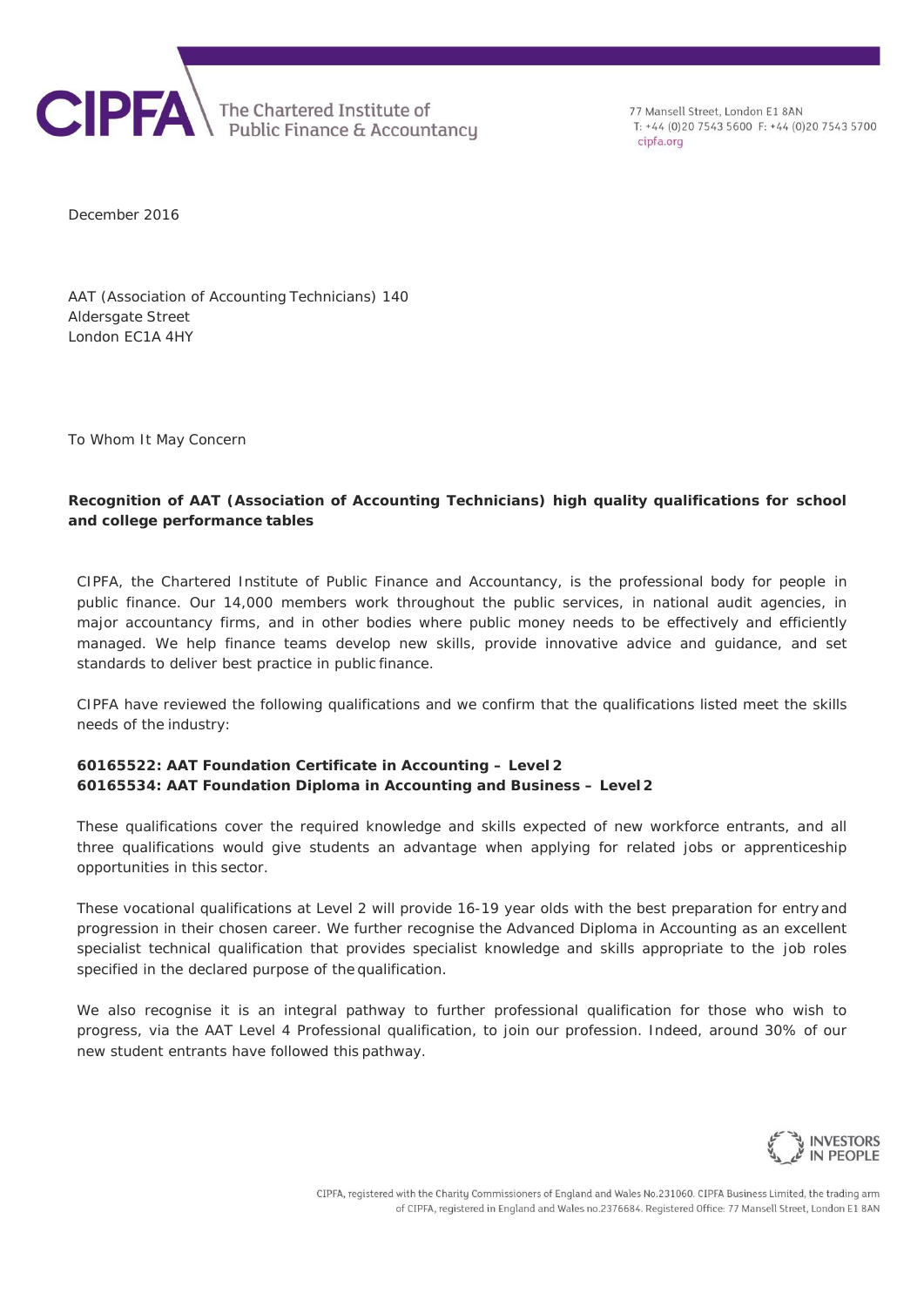CIPFA The Chartered Institute of Public Finance & Accountancy

77 Mansell Street, London E1 8AN
T: +44 (0)20 7543 5600 F: +44 (0)20 7543 5700
cipfa.org

December 2016

AAT (Association of Accounting Technicians) 140
Aldersgate Street
London EC1A 4HY

To Whom It May Concern

**Recognition of AAT (Association of Accounting Technicians) high quality qualifications for school and college performance tables**

CIPFA, the Chartered Institute of Public Finance and Accountancy, is the professional body for people in public finance. Our 14,000 members work throughout the public services, in national audit agencies, in major accountancy firms, and in other bodies where public money needs to be effectively and efficiently managed. We help finance teams develop new skills, provide innovative advice and guidance, and set standards to deliver best practice in public finance.

CIPFA have reviewed the following qualifications and we confirm that the qualifications listed meet the skills needs of the industry:

**60165522: AAT Foundation Certificate in Accounting – Level 2**
**60165534: AAT Foundation Diploma in Accounting and Business – Level 2**

These qualifications cover the required knowledge and skills expected of new workforce entrants, and all three qualifications would give students an advantage when applying for related jobs or apprenticeship opportunities in this sector.

These vocational qualifications at Level 2 will provide 16-19 year olds with the best preparation for entry and progression in their chosen career. We further recognise the Advanced Diploma in Accounting as an excellent specialist technical qualification that provides specialist knowledge and skills appropriate to the job roles specified in the declared purpose of the qualification.

We also recognise it is an integral pathway to further professional qualification for those who wish to progress, via the AAT Level 4 Professional qualification, to join our profession. Indeed, around 30% of our new student entrants have followed this pathway.

INVESTORS IN PEOPLE

CIPFA, registered with the Charity Commissioners of England and Wales No.231060. CIPFA Business Limited, the trading arm of CIPFA, registered in England and Wales no.2376684. Registered Office: 77 Mansell Street, London E1 8AN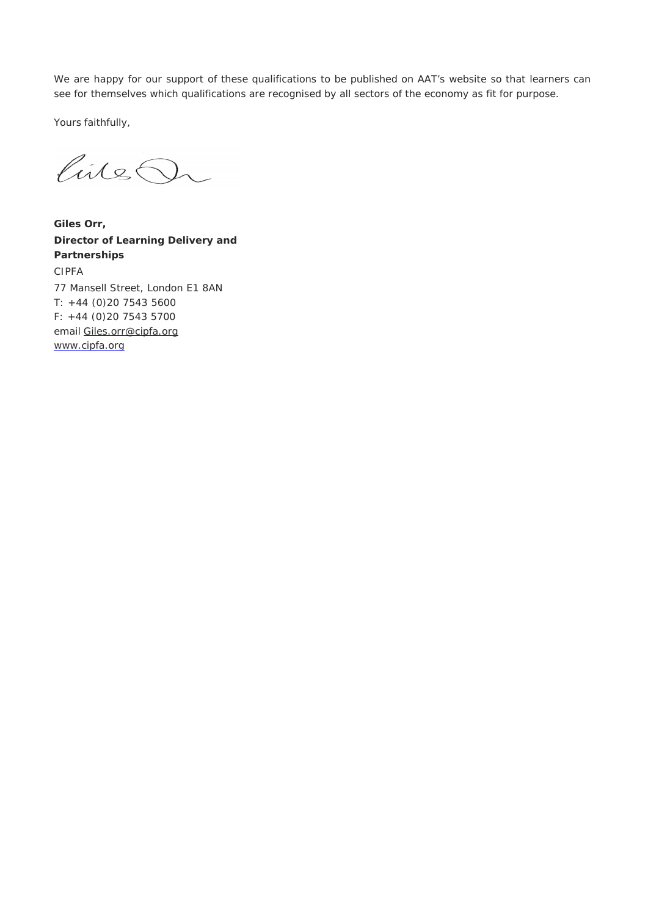We are happy for our support of these qualifications to be published on AAT's website so that learners can see for themselves which qualifications are recognised by all sectors of the economy as fit for purpose.

Yours faithfully,

**Giles Orr,**
**Director of Learning Delivery and Partnerships**
CIPFA
77 Mansell Street, London E1 8AN
T: +44 (0)20 7543 5600
F: +44 (0)20 7543 5700
email Giles.orr@cipfa.org
www.cipfa.org